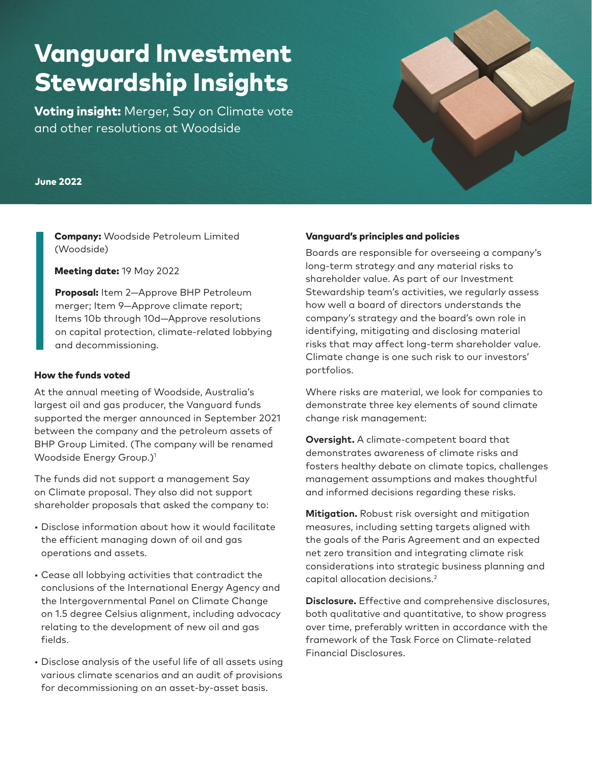# Vanguard Investment Stewardship Insights

**Voting insight:** Merger, Say on Climate vote and other resolutions at Woodside

**June 2022**

**Company:** Woodside Petroleum Limited (Woodside)

**Meeting date:** 19 May 2022

**Proposal:** Item 2—Approve BHP Petroleum merger; Item 9—Approve climate report; Items 10b through 10d—Approve resolutions on capital protection, climate-related lobbying and decommissioning.

### How the funds voted

At the annual meeting of Woodside, Australia's largest oil and gas producer, the Vanguard funds supported the merger announced in September 2021 between the company and the petroleum assets of BHP Group Limited. (The company will be renamed Woodside Energy Group.)[1]

The funds did not support a management Say on Climate proposal. They also did not support shareholder proposals that asked the company to:

- Disclose information about how it would facilitate the efficient managing down of oil and gas operations and assets.
- Cease all lobbying activities that contradict the conclusions of the International Energy Agency and the Intergovernmental Panel on Climate Change on 1.5 degree Celsius alignment, including advocacy relating to the development of new oil and gas fields.
- Disclose analysis of the useful life of all assets using various climate scenarios and an audit of provisions for decommissioning on an asset-by-asset basis.

### Vanguard's principles and policies

Boards are responsible for overseeing a company's long-term strategy and any material risks to shareholder value. As part of our Investment Stewardship team's activities, we regularly assess how well a board of directors understands the company's strategy and the board's own role in identifying, mitigating and disclosing material risks that may affect long-term shareholder value. Climate change is one such risk to our investors' portfolios.

Where risks are material, we look for companies to demonstrate three key elements of sound climate change risk management:

**Oversight.** A climate-competent board that demonstrates awareness of climate risks and fosters healthy debate on climate topics, challenges management assumptions and makes thoughtful and informed decisions regarding these risks.

**Mitigation.** Robust risk oversight and mitigation measures, including setting targets aligned with the goals of the Paris Agreement and an expected net zero transition and integrating climate risk considerations into strategic business planning and capital allocation decisions.[2]

**Disclosure.** Effective and comprehensive disclosures, both qualitative and quantitative, to show progress over time, preferably written in accordance with the framework of the Task Force on Climate-related Financial Disclosures.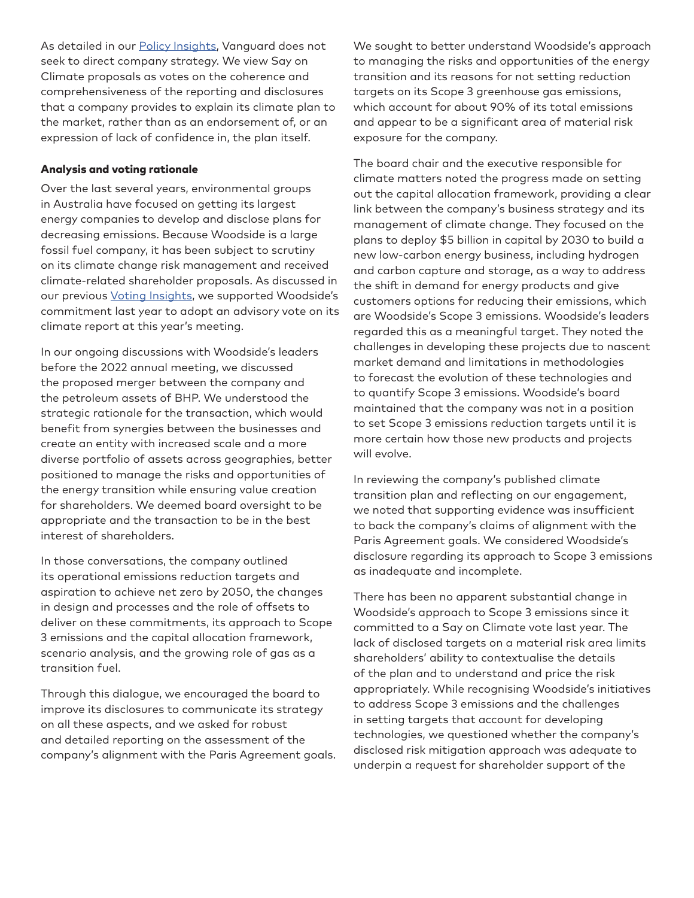As detailed in our Policy Insights, Vanguard does not seek to direct company strategy. We view Say on Climate proposals as votes on the coherence and comprehensiveness of the reporting and disclosures that a company provides to explain its climate plan to the market, rather than as an endorsement of, or an expression of lack of confidence in, the plan itself.

**Analysis and voting rationale**

Over the last several years, environmental groups in Australia have focused on getting its largest energy companies to develop and disclose plans for decreasing emissions. Because Woodside is a large fossil fuel company, it has been subject to scrutiny on its climate change risk management and received climate-related shareholder proposals. As discussed in our previous Voting Insights, we supported Woodside's commitment last year to adopt an advisory vote on its climate report at this year's meeting.

In our ongoing discussions with Woodside's leaders before the 2022 annual meeting, we discussed the proposed merger between the company and the petroleum assets of BHP. We understood the strategic rationale for the transaction, which would benefit from synergies between the businesses and create an entity with increased scale and a more diverse portfolio of assets across geographies, better positioned to manage the risks and opportunities of the energy transition while ensuring value creation for shareholders. We deemed board oversight to be appropriate and the transaction to be in the best interest of shareholders.

In those conversations, the company outlined its operational emissions reduction targets and aspiration to achieve net zero by 2050, the changes in design and processes and the role of offsets to deliver on these commitments, its approach to Scope 3 emissions and the capital allocation framework, scenario analysis, and the growing role of gas as a transition fuel.

Through this dialogue, we encouraged the board to improve its disclosures to communicate its strategy on all these aspects, and we asked for robust and detailed reporting on the assessment of the company's alignment with the Paris Agreement goals.

We sought to better understand Woodside's approach to managing the risks and opportunities of the energy transition and its reasons for not setting reduction targets on its Scope 3 greenhouse gas emissions, which account for about 90% of its total emissions and appear to be a significant area of material risk exposure for the company.

The board chair and the executive responsible for climate matters noted the progress made on setting out the capital allocation framework, providing a clear link between the company's business strategy and its management of climate change. They focused on the plans to deploy $5 billion in capital by 2030 to build a new low-carbon energy business, including hydrogen and carbon capture and storage, as a way to address the shift in demand for energy products and give customers options for reducing their emissions, which are Woodside's Scope 3 emissions. Woodside's leaders regarded this as a meaningful target. They noted the challenges in developing these projects due to nascent market demand and limitations in methodologies to forecast the evolution of these technologies and to quantify Scope 3 emissions. Woodside's board maintained that the company was not in a position to set Scope 3 emissions reduction targets until it is more certain how those new products and projects will evolve.

In reviewing the company's published climate transition plan and reflecting on our engagement, we noted that supporting evidence was insufficient to back the company's claims of alignment with the Paris Agreement goals. We considered Woodside's disclosure regarding its approach to Scope 3 emissions as inadequate and incomplete.

There has been no apparent substantial change in Woodside's approach to Scope 3 emissions since it committed to a Say on Climate vote last year. The lack of disclosed targets on a material risk area limits shareholders' ability to contextualise the details of the plan and to understand and price the risk appropriately. While recognising Woodside's initiatives to address Scope 3 emissions and the challenges in setting targets that account for developing technologies, we questioned whether the company's disclosed risk mitigation approach was adequate to underpin a request for shareholder support of the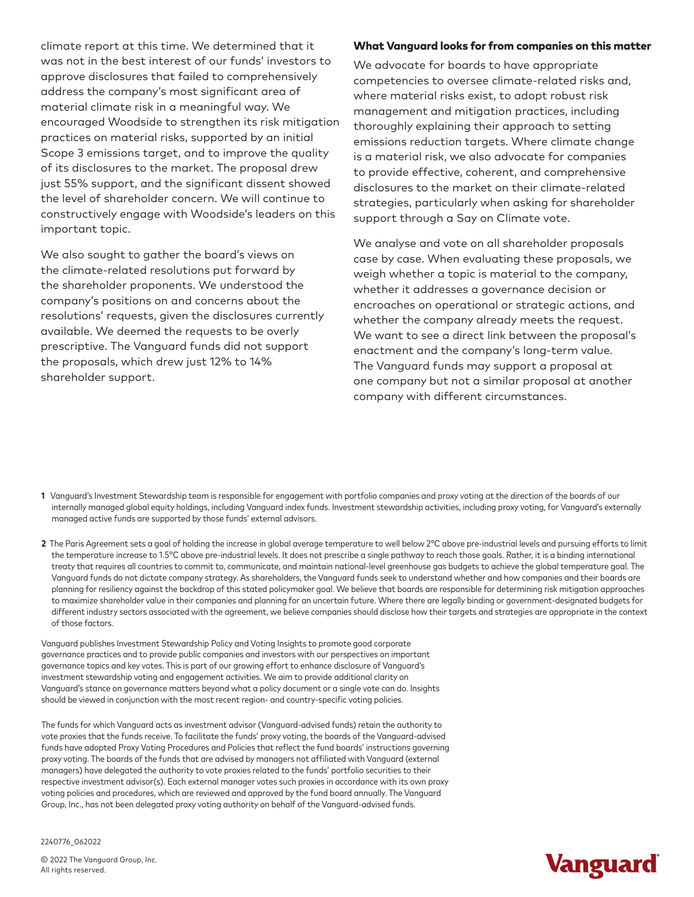climate report at this time. We determined that it was not in the best interest of our funds' investors to approve disclosures that failed to comprehensively address the company's most significant area of material climate risk in a meaningful way. We encouraged Woodside to strengthen its risk mitigation practices on material risks, supported by an initial Scope 3 emissions target, and to improve the quality of its disclosures to the market. The proposal drew just 55% support, and the significant dissent showed the level of shareholder concern. We will continue to constructively engage with Woodside's leaders on this important topic.

We also sought to gather the board's views on the climate-related resolutions put forward by the shareholder proponents. We understood the company's positions on and concerns about the resolutions' requests, given the disclosures currently available. We deemed the requests to be overly prescriptive. The Vanguard funds did not support the proposals, which drew just 12% to 14% shareholder support.

### What Vanguard looks for from companies on this matter

We advocate for boards to have appropriate competencies to oversee climate-related risks and, where material risks exist, to adopt robust risk management and mitigation practices, including thoroughly explaining their approach to setting emissions reduction targets. Where climate change is a material risk, we also advocate for companies to provide effective, coherent, and comprehensive disclosures to the market on their climate-related strategies, particularly when asking for shareholder support through a Say on Climate vote.

We analyse and vote on all shareholder proposals case by case. When evaluating these proposals, we weigh whether a topic is material to the company, whether it addresses a governance decision or encroaches on operational or strategic actions, and whether the company already meets the request. We want to see a direct link between the proposal's enactment and the company's long-term value. The Vanguard funds may support a proposal at one company but not a similar proposal at another company with different circumstances.

**1** Vanguard's Investment Stewardship team is responsible for engagement with portfolio companies and proxy voting at the direction of the boards of our internally managed global equity holdings, including Vanguard index funds. Investment stewardship activities, including proxy voting, for Vanguard's externally managed active funds are supported by those funds' external advisors.

**2** The Paris Agreement sets a goal of holding the increase in global average temperature to well below 2°C above pre-industrial levels and pursuing efforts to limit the temperature increase to 1.5°C above pre-industrial levels. It does not prescribe a single pathway to reach those goals. Rather, it is a binding international treaty that requires all countries to commit to, communicate, and maintain national-level greenhouse gas budgets to achieve the global temperature goal. The Vanguard funds do not dictate company strategy. As shareholders, the Vanguard funds seek to understand whether and how companies and their boards are planning for resiliency against the backdrop of this stated policymaker goal. We believe that boards are responsible for determining risk mitigation approaches to maximize shareholder value in their companies and planning for an uncertain future. Where there are legally binding or government-designated budgets for different industry sectors associated with the agreement, we believe companies should disclose how their targets and strategies are appropriate in the context of those factors.

Vanguard publishes Investment Stewardship Policy and Voting Insights to promote good corporate governance practices and to provide public companies and investors with our perspectives on important governance topics and key votes. This is part of our growing effort to enhance disclosure of Vanguard's investment stewardship voting and engagement activities. We aim to provide additional clarity on Vanguard's stance on governance matters beyond what a policy document or a single vote can do. Insights should be viewed in conjunction with the most recent region- and country-specific voting policies.

The funds for which Vanguard acts as investment advisor (Vanguard-advised funds) retain the authority to vote proxies that the funds receive. To facilitate the funds' proxy voting, the boards of the Vanguard-advised funds have adopted Proxy Voting Procedures and Policies that reflect the fund boards' instructions governing proxy voting. The boards of the funds that are advised by managers not affiliated with Vanguard (external managers) have delegated the authority to vote proxies related to the funds' portfolio securities to their respective investment advisor(s). Each external manager votes such proxies in accordance with its own proxy voting policies and procedures, which are reviewed and approved by the fund board annually. The Vanguard Group, Inc., has not been delegated proxy voting authority on behalf of the Vanguard-advised funds.

2240776_062022

© 2022 The Vanguard Group, Inc.
All rights reserved.

Vanguard